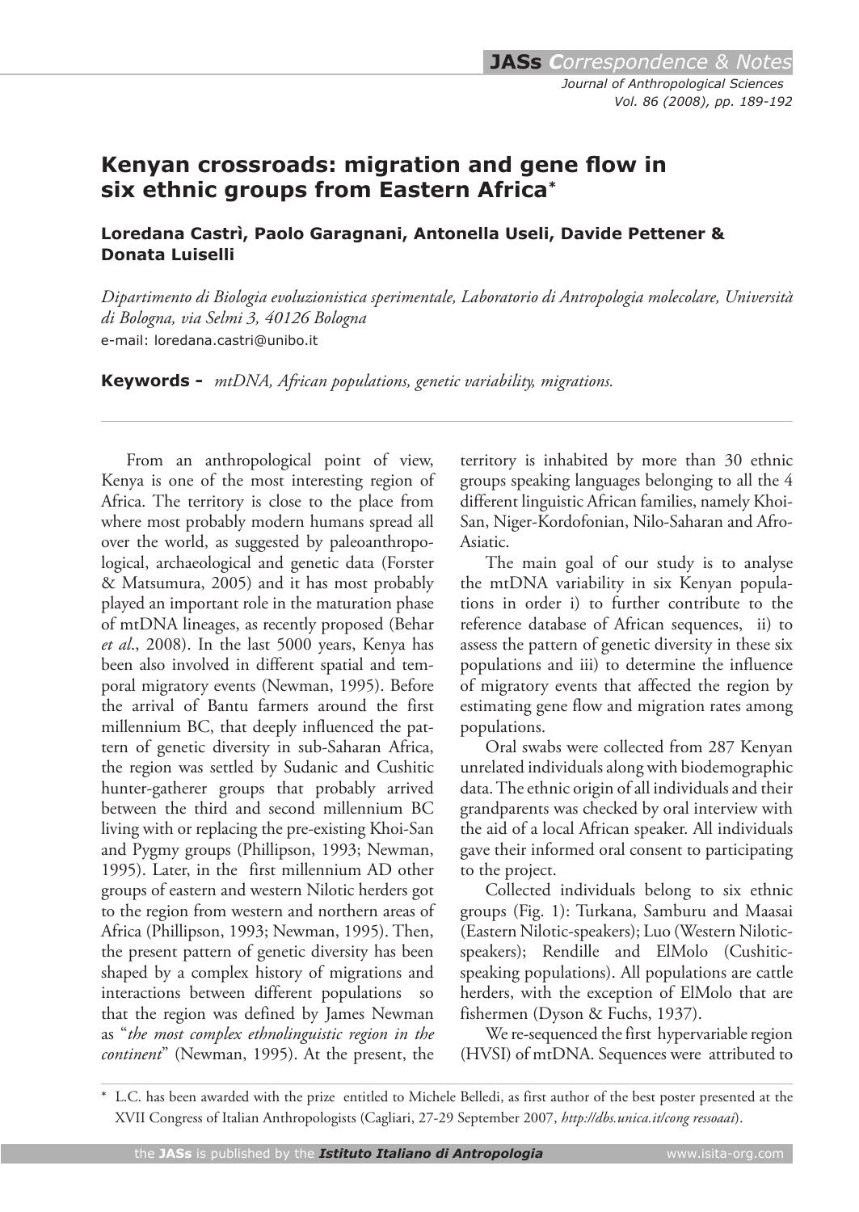# Kenyan crossroads: migration and gene flow in six ethnic groups from Eastern Africa*

**Loredana Castrì, Paolo Garagnani, Antonella Useli, Davide Pettener & Donata Luiselli**

*Dipartimento di Biologia evoluzionistica sperimentale, Laboratorio di Antropologia molecolare, Università di Bologna, via Selmi 3, 40126 Bologna*
e-mail: loredana.castri@unibo.it

**Keywords -** *mtDNA, African populations, genetic variability, migrations.*

---

From an anthropological point of view, Kenya is one of the most interesting region of Africa. The territory is close to the place from where most probably modern humans spread all over the world, as suggested by paleoanthropological, archaeological and genetic data (Forster & Matsumura, 2005) and it has most probably played an important role in the maturation phase of mtDNA lineages, as recently proposed (Behar *et al*., 2008). In the last 5000 years, Kenya has been also involved in different spatial and temporal migratory events (Newman, 1995). Before the arrival of Bantu farmers around the first millennium BC, that deeply influenced the pattern of genetic diversity in sub-Saharan Africa, the region was settled by Sudanic and Cushitic hunter-gatherer groups that probably arrived between the third and second millennium BC living with or replacing the pre-existing Khoi-San and Pygmy groups (Phillipson, 1993; Newman, 1995). Later, in the first millennium AD other groups of eastern and western Nilotic herders got to the region from western and northern areas of Africa (Phillipson, 1993; Newman, 1995). Then, the present pattern of genetic diversity has been shaped by a complex history of migrations and interactions between different populations so that the region was defined by James Newman as "*the most complex ethnolinguistic region in the continent*" (Newman, 1995). At the present, the territory is inhabited by more than 30 ethnic groups speaking languages belonging to all the 4 different linguistic African families, namely Khoi-San, Niger-Kordofonian, Nilo-Saharan and Afro-Asiatic.

The main goal of our study is to analyse the mtDNA variability in six Kenyan populations in order i) to further contribute to the reference database of African sequences, ii) to assess the pattern of genetic diversity in these six populations and iii) to determine the influence of migratory events that affected the region by estimating gene flow and migration rates among populations.

Oral swabs were collected from 287 Kenyan unrelated individuals along with biodemographic data. The ethnic origin of all individuals and their grandparents was checked by oral interview with the aid of a local African speaker. All individuals gave their informed oral consent to participating to the project.

Collected individuals belong to six ethnic groups (Fig. 1): Turkana, Samburu and Maasai (Eastern Nilotic-speakers); Luo (Western Nilotic-speakers); Rendille and ElMolo (Cushitic-speaking populations). All populations are cattle herders, with the exception of ElMolo that are fishermen (Dyson & Fuchs, 1937).

We re-sequenced the first hypervariable region (HVSI) of mtDNA. Sequences were attributed to

---

\* L.C. has been awarded with the prize entitled to Michele Belledi, as first author of the best poster presented at the XVII Congress of Italian Anthropologists (Cagliari, 27-29 September 2007, *http://dbs.unica.it/cong ressoaai*).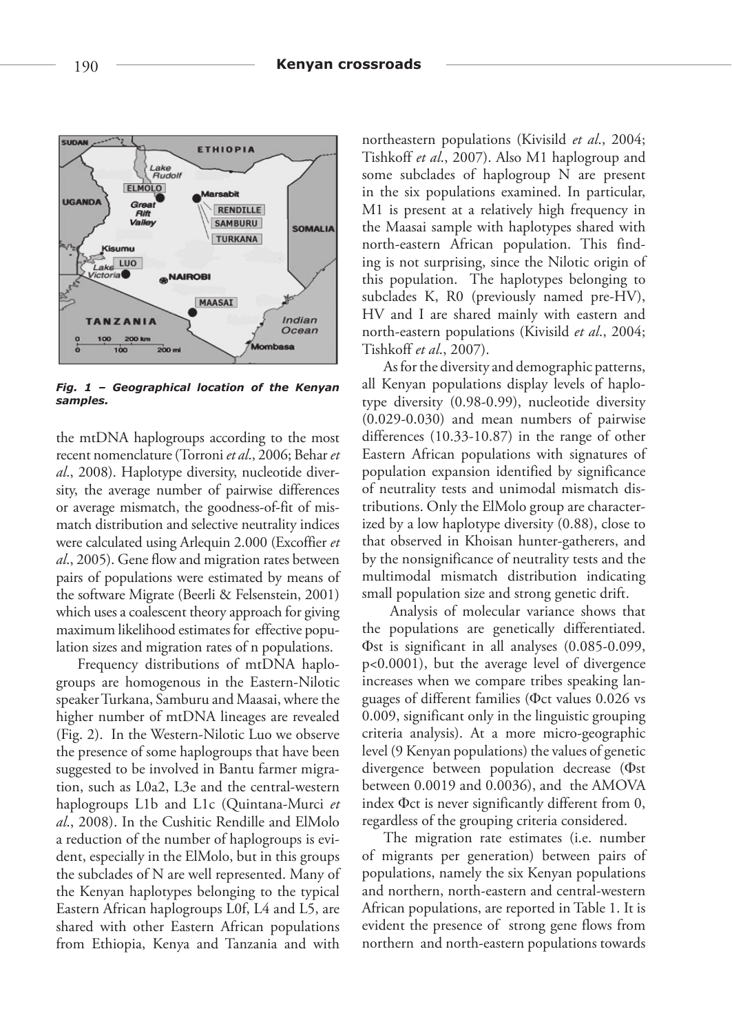*Fig. 1 – Geographical location of the Kenyan samples.*

the mtDNA haplogroups according to the most recent nomenclature (Torroni *et al*., 2006; Behar *et al*., 2008). Haplotype diversity, nucleotide diversity, the average number of pairwise differences or average mismatch, the goodness-of-fit of mismatch distribution and selective neutrality indices were calculated using Arlequin 2.000 (Excoffier *et al*., 2005). Gene flow and migration rates between pairs of populations were estimated by means of the software Migrate (Beerli & Felsenstein, 2001) which uses a coalescent theory approach for giving maximum likelihood estimates for effective population sizes and migration rates of n populations.

Frequency distributions of mtDNA haplogroups are homogenous in the Eastern-Nilotic speaker Turkana, Samburu and Maasai, where the higher number of mtDNA lineages are revealed (Fig. 2). In the Western-Nilotic Luo we observe the presence of some haplogroups that have been suggested to be involved in Bantu farmer migration, such as L0a2, L3e and the central-western haplogroups L1b and L1c (Quintana-Murci *et al*., 2008). In the Cushitic Rendille and ElMolo a reduction of the number of haplogroups is evident, especially in the ElMolo, but in this groups the subclades of N are well represented. Many of the Kenyan haplotypes belonging to the typical Eastern African haplogroups L0f, L4 and L5, are shared with other Eastern African populations from Ethiopia, Kenya and Tanzania and with northeastern populations (Kivisild *et al*., 2004; Tishkoff *et al*., 2007). Also M1 haplogroup and some subclades of haplogroup N are present in the six populations examined. In particular, M1 is present at a relatively high frequency in the Maasai sample with haplotypes shared with north-eastern African population. This finding is not surprising, since the Nilotic origin of this population. The haplotypes belonging to subclades K, R0 (previously named pre-HV), HV and I are shared mainly with eastern and north-eastern populations (Kivisild *et al*., 2004; Tishkoff *et al*., 2007).

As for the diversity and demographic patterns, all Kenyan populations display levels of haplotype diversity (0.98-0.99), nucleotide diversity (0.029-0.030) and mean numbers of pairwise differences (10.33-10.87) in the range of other Eastern African populations with signatures of population expansion identified by significance of neutrality tests and unimodal mismatch distributions. Only the ElMolo group are characterized by a low haplotype diversity (0.88), close to that observed in Khoisan hunter-gatherers, and by the nonsignificance of neutrality tests and the multimodal mismatch distribution indicating small population size and strong genetic drift.

Analysis of molecular variance shows that the populations are genetically differentiated. $\Phi$st is significant in all analyses (0.085-0.099, $p<0.0001$), but the average level of divergence increases when we compare tribes speaking languages of different families ($\Phi$ct values 0.026 vs 0.009, significant only in the linguistic grouping criteria analysis). At a more micro-geographic level (9 Kenyan populations) the values of genetic divergence between population decrease ($\Phi$st between 0.0019 and 0.0036), and the AMOVA index $\Phi$ct is never significantly different from 0, regardless of the grouping criteria considered.

The migration rate estimates (i.e. number of migrants per generation) between pairs of populations, namely the six Kenyan populations and northern, north-eastern and central-western African populations, are reported in Table 1. It is evident the presence of strong gene flows from northern and north-eastern populations towards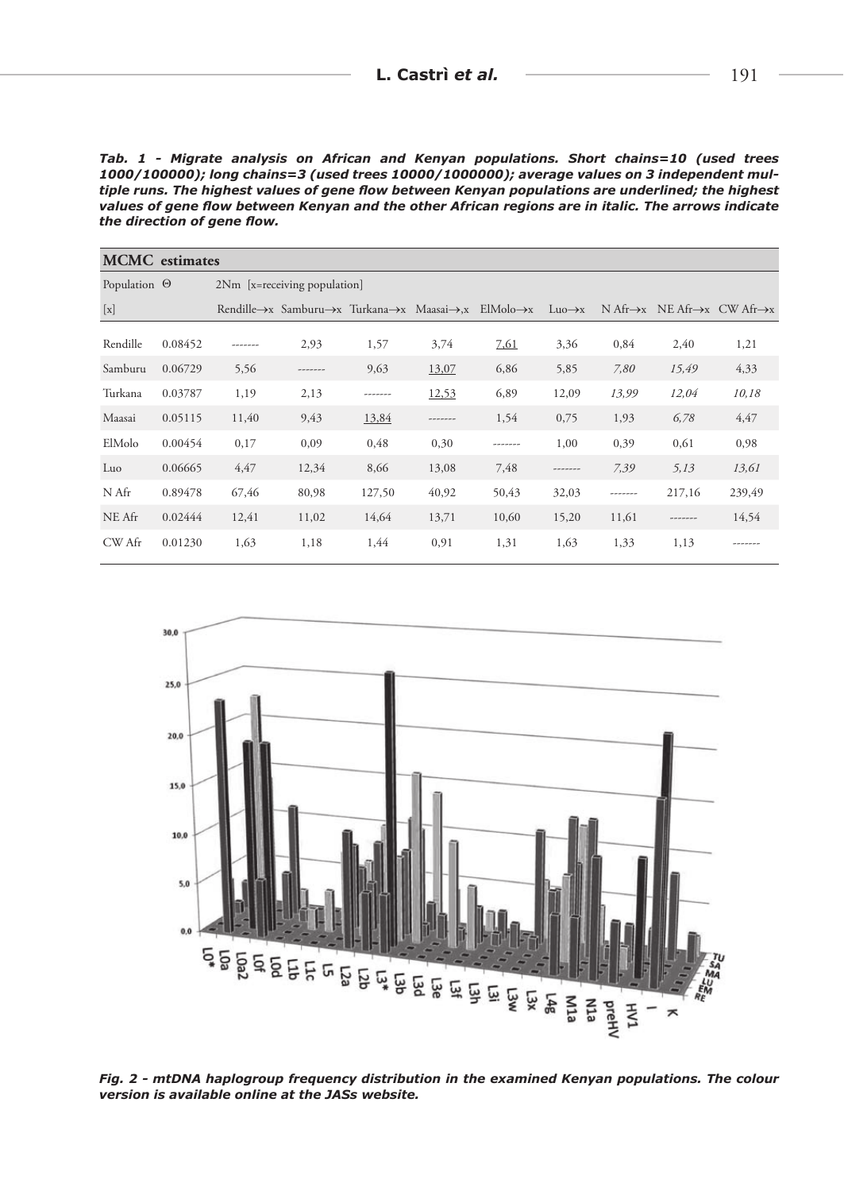***Tab. 1 - Migrate analysis on African and Kenyan populations. Short chains=10 (used trees 1000/100000); long chains=3 (used trees 10000/1000000); average values on 3 independent multiple runs. The highest values of gene flow between Kenyan populations are underlined; the highest values of gene flow between Kenyan and the other African regions are in italic. The arrows indicate the direction of gene flow.***

| **MCMC estimates** | | | | | | | | | | |
|---|---|---|---|---|---|---|---|---|---|---|
| Population | Θ | 2Nm [x=receiving population] | | | | | | | | |
| [x] | | Rendille→x | Samburu→x | Turkana→x | Maasai→,x | ElMolo→x | Luo→x | N Afr→x | NE Afr→x | CW Afr→x |
| Rendille | 0.08452 | ------- | 2,93 | 1,57 | 3,74 | <u>7,61</u> | 3,36 | 0,84 | 2,40 | 1,21 |
| Samburu | 0.06729 | 5,56 | ------- | 9,63 | <u>13,07</u> | 6,86 | 5,85 | *7,80* | *15,49* | 4,33 |
| Turkana | 0.03787 | 1,19 | 2,13 | ------- | <u>12,53</u> | 6,89 | 12,09 | *13,99* | *12,04* | *10,18* |
| Maasai | 0.05115 | 11,40 | 9,43 | <u>13,84</u> | ------- | 1,54 | 0,75 | 1,93 | *6,78* | 4,47 |
| ElMolo | 0.00454 | 0,17 | 0,09 | 0,48 | 0,30 | ------- | 1,00 | 0,39 | 0,61 | 0,98 |
| Luo | 0.06665 | 4,47 | 12,34 | 8,66 | 13,08 | 7,48 | ------- | *7,39* | *5,13* | *13,61* |
| N Afr | 0.89478 | 67,46 | 80,98 | 127,50 | 40,92 | 50,43 | 32,03 | ------- | 217,16 | 239,49 |
| NE Afr | 0.02444 | 12,41 | 11,02 | 14,64 | 13,71 | 10,60 | 15,20 | 11,61 | ------- | 14,54 |
| CW Afr | 0.01230 | 1,63 | 1,18 | 1,44 | 0,91 | 1,31 | 1,63 | 1,33 | 1,13 | ------- |

***Fig. 2 - mtDNA haplogroup frequency distribution in the examined Kenyan populations. The colour version is available online at the JASs website.***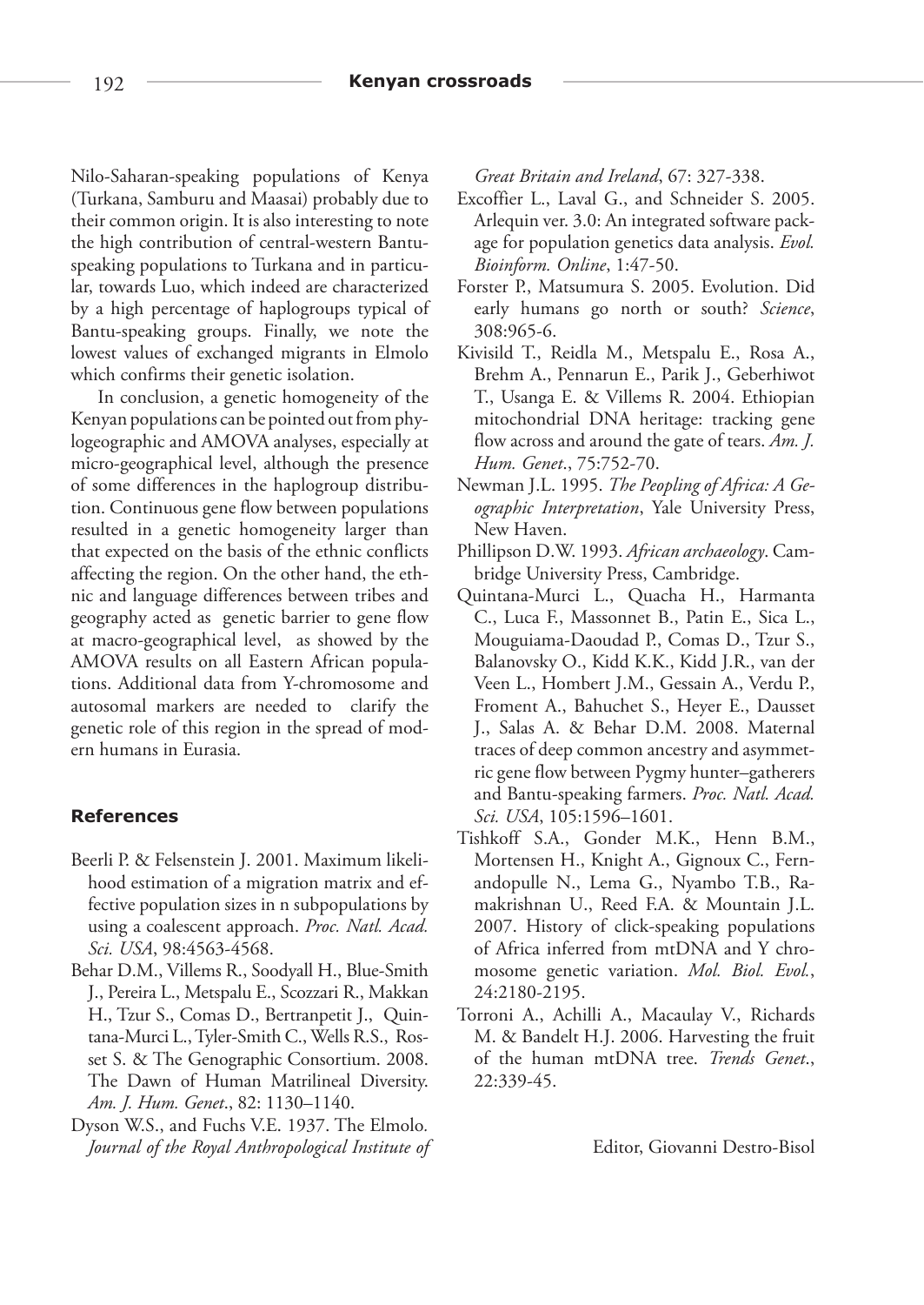Nilo-Saharan-speaking populations of Kenya (Turkana, Samburu and Maasai) probably due to their common origin. It is also interesting to note the high contribution of central-western Bantu-speaking populations to Turkana and in particular, towards Luo, which indeed are characterized by a high percentage of haplogroups typical of Bantu-speaking groups. Finally, we note the lowest values of exchanged migrants in Elmolo which confirms their genetic isolation.

In conclusion, a genetic homogeneity of the Kenyan populations can be pointed out from phylogeographic and AMOVA analyses, especially at micro-geographical level, although the presence of some differences in the haplogroup distribution. Continuous gene flow between populations resulted in a genetic homogeneity larger than that expected on the basis of the ethnic conflicts affecting the region. On the other hand, the ethnic and language differences between tribes and geography acted as genetic barrier to gene flow at macro-geographical level, as showed by the AMOVA results on all Eastern African populations. Additional data from Y-chromosome and autosomal markers are needed to clarify the genetic role of this region in the spread of modern humans in Eurasia.

## References

Beerli P. & Felsenstein J. 2001. Maximum likelihood estimation of a migration matrix and effective population sizes in n subpopulations by using a coalescent approach. *Proc. Natl. Acad. Sci. USA*, 98:4563-4568.

Behar D.M., Villems R., Soodyall H., Blue-Smith J., Pereira L., Metspalu E., Scozzari R., Makkan H., Tzur S., Comas D., Bertranpetit J., Quintana-Murci L., Tyler-Smith C., Wells R.S., Rosset S. & The Genographic Consortium. 2008. The Dawn of Human Matrilineal Diversity. *Am. J. Hum. Genet*., 82: 1130–1140.

Dyson W.S., and Fuchs V.E. 1937. The Elmolo. *Journal of the Royal Anthropological Institute of Great Britain and Ireland*, 67: 327-338.

Excoffier L., Laval G., and Schneider S. 2005. Arlequin ver. 3.0: An integrated software package for population genetics data analysis. *Evol. Bioinform. Online*, 1:47-50.

Forster P., Matsumura S. 2005. Evolution. Did early humans go north or south? *Science*, 308:965-6.

Kivisild T., Reidla M., Metspalu E., Rosa A., Brehm A., Pennarun E., Parik J., Geberhiwot T., Usanga E. & Villems R. 2004. Ethiopian mitochondrial DNA heritage: tracking gene flow across and around the gate of tears. *Am. J. Hum. Genet*., 75:752-70.

Newman J.L. 1995. *The Peopling of Africa: A Geographic Interpretation*, Yale University Press, New Haven.

Phillipson D.W. 1993. *African archaeology*. Cambridge University Press, Cambridge.

Quintana-Murci L., Quacha H., Harmanta C., Luca F., Massonnet B., Patin E., Sica L., Mouguiama-Daoudad P., Comas D., Tzur S., Balanovsky O., Kidd K.K., Kidd J.R., van der Veen L., Hombert J.M., Gessain A., Verdu P., Froment A., Bahuchet S., Heyer E., Dausset J., Salas A. & Behar D.M. 2008. Maternal traces of deep common ancestry and asymmetric gene flow between Pygmy hunter–gatherers and Bantu-speaking farmers. *Proc. Natl. Acad. Sci. USA*, 105:1596–1601.

Tishkoff S.A., Gonder M.K., Henn B.M., Mortensen H., Knight A., Gignoux C., Fernandopulle N., Lema G., Nyambo T.B., Ramakrishnan U., Reed F.A. & Mountain J.L. 2007. History of click-speaking populations of Africa inferred from mtDNA and Y chromosome genetic variation. *Mol. Biol. Evol.*, 24:2180-2195.

Torroni A., Achilli A., Macaulay V., Richards M. & Bandelt H.J. 2006. Harvesting the fruit of the human mtDNA tree. *Trends Genet*., 22:339-45.

Editor, Giovanni Destro-Bisol